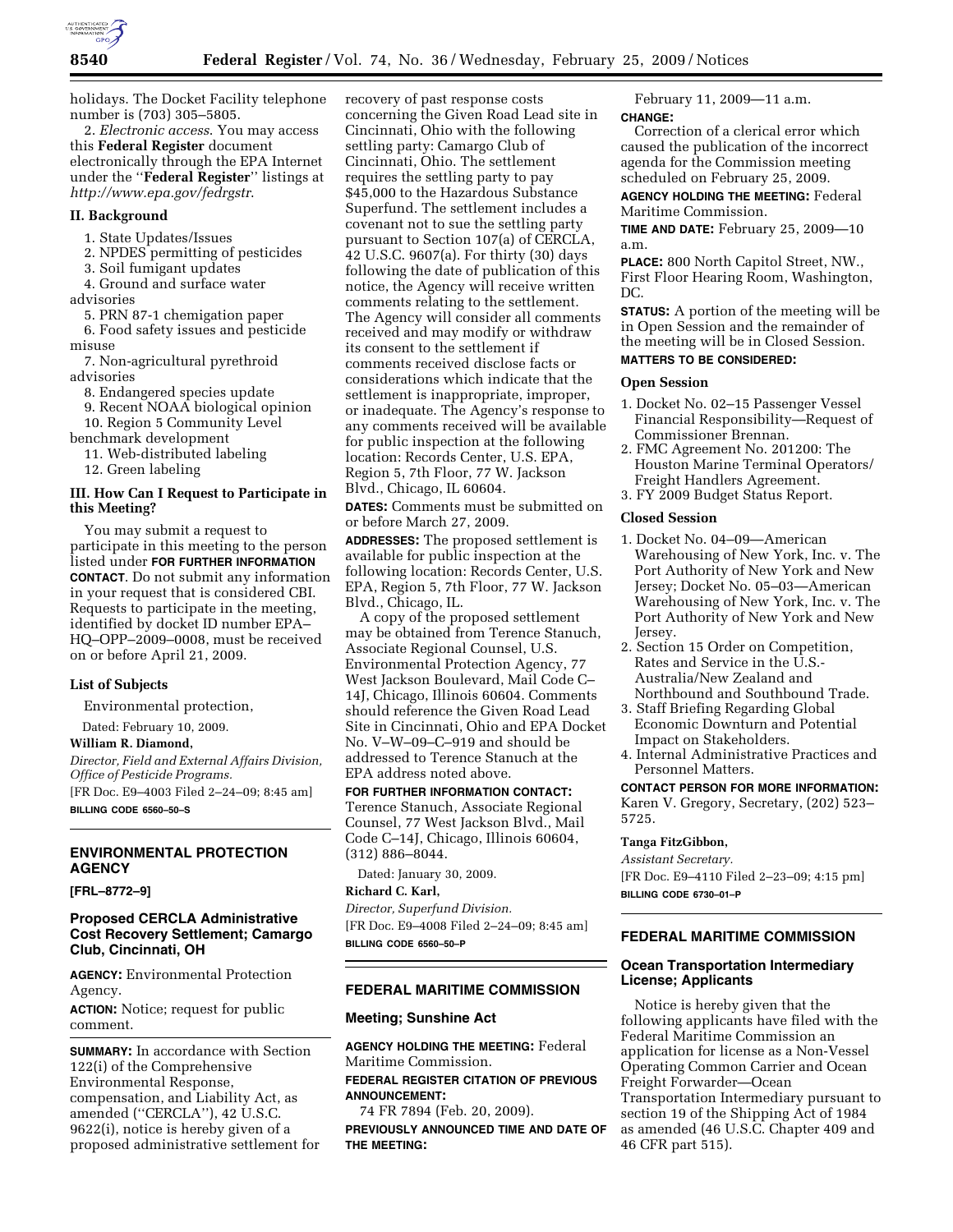holidays. The Docket Facility telephone number is (703) 305–5805.

2. *Electronic access*. You may access this **Federal Register** document electronically through the EPA Internet under the ''**Federal Register**'' listings at *http://www.epa.gov/fedrgstr*.

## II. Background

1. State Updates/Issues
2. NPDES permitting of pesticides
3. Soil fumigant updates
4. Ground and surface water advisories
5. PRN 87-1 chemigation paper
6. Food safety issues and pesticide misuse
7. Non-agricultural pyrethroid advisories
8. Endangered species update
9. Recent NOAA biological opinion
10. Region 5 Community Level benchmark development
11. Web-distributed labeling
12. Green labeling

## III. How Can I Request to Participate in this Meeting?

You may submit a request to participate in this meeting to the person listed under **FOR FURTHER INFORMATION CONTACT**. Do not submit any information in your request that is considered CBI. Requests to participate in the meeting, identified by docket ID number EPA–HQ–OPP–2009–0008, must be received on or before April 21, 2009.

### List of Subjects

Environmental protection,

Dated: February 10, 2009.

**William R. Diamond,**

*Director, Field and External Affairs Division, Office of Pesticide Programs.*

[FR Doc. E9–4003 Filed 2–24–09; 8:45 am]

**BILLING CODE 6560–50–S**

---

## ENVIRONMENTAL PROTECTION AGENCY

**[FRL–8772–9]**

## Proposed CERCLA Administrative Cost Recovery Settlement; Camargo Club, Cincinnati, OH

**AGENCY:** Environmental Protection Agency.

**ACTION:** Notice; request for public comment.

**SUMMARY:** In accordance with Section 122(i) of the Comprehensive Environmental Response, compensation, and Liability Act, as amended (''CERCLA''), 42 U.S.C. 9622(i), notice is hereby given of a proposed administrative settlement for recovery of past response costs concerning the Given Road Lead site in Cincinnati, Ohio with the following settling party: Camargo Club of Cincinnati, Ohio. The settlement requires the settling party to pay $45,000 to the Hazardous Substance Superfund. The settlement includes a covenant not to sue the settling party pursuant to Section 107(a) of CERCLA, 42 U.S.C. 9607(a). For thirty (30) days following the date of publication of this notice, the Agency will receive written comments relating to the settlement. The Agency will consider all comments received and may modify or withdraw its consent to the settlement if comments received disclose facts or considerations which indicate that the settlement is inappropriate, improper, or inadequate. The Agency's response to any comments received will be available for public inspection at the following location: Records Center, U.S. EPA, Region 5, 7th Floor, 77 W. Jackson Blvd., Chicago, IL 60604.

**DATES:** Comments must be submitted on or before March 27, 2009.

**ADDRESSES:** The proposed settlement is available for public inspection at the following location: Records Center, U.S. EPA, Region 5, 7th Floor, 77 W. Jackson Blvd., Chicago, IL.

A copy of the proposed settlement may be obtained from Terence Stanuch, Associate Regional Counsel, U.S. Environmental Protection Agency, 77 West Jackson Boulevard, Mail Code C–14J, Chicago, Illinois 60604. Comments should reference the Given Road Lead Site in Cincinnati, Ohio and EPA Docket No. V–W–09–C–919 and should be addressed to Terence Stanuch at the EPA address noted above.

**FOR FURTHER INFORMATION CONTACT:** Terence Stanuch, Associate Regional Counsel, 77 West Jackson Blvd., Mail Code C–14J, Chicago, Illinois 60604, (312) 886–8044.

Dated: January 30, 2009.

**Richard C. Karl,**

*Director, Superfund Division.*

[FR Doc. E9–4008 Filed 2–24–09; 8:45 am]

**BILLING CODE 6560–50–P**

---

## FEDERAL MARITIME COMMISSION

## Meeting; Sunshine Act

**AGENCY HOLDING THE MEETING:** Federal Maritime Commission.

**FEDERAL REGISTER CITATION OF PREVIOUS ANNOUNCEMENT:**

74 FR 7894 (Feb. 20, 2009).

**PREVIOUSLY ANNOUNCED TIME AND DATE OF THE MEETING:**

February 11, 2009—11 a.m.

**CHANGE:**

Correction of a clerical error which caused the publication of the incorrect agenda for the Commission meeting scheduled on February 25, 2009.

**AGENCY HOLDING THE MEETING:** Federal Maritime Commission.

**TIME AND DATE:** February 25, 2009—10 a.m.

**PLACE:** 800 North Capitol Street, NW., First Floor Hearing Room, Washington, DC.

**STATUS:** A portion of the meeting will be in Open Session and the remainder of the meeting will be in Closed Session.

**MATTERS TO BE CONSIDERED:**

### Open Session

1. Docket No. 02–15 Passenger Vessel Financial Responsibility—Request of Commissioner Brennan.
2. FMC Agreement No. 201200: The Houston Marine Terminal Operators/ Freight Handlers Agreement.
3. FY 2009 Budget Status Report.

### Closed Session

1. Docket No. 04–09—American Warehousing of New York, Inc. v. The Port Authority of New York and New Jersey; Docket No. 05–03—American Warehousing of New York, Inc. v. The Port Authority of New York and New Jersey.
2. Section 15 Order on Competition, Rates and Service in the U.S.-Australia/New Zealand and Northbound and Southbound Trade.
3. Staff Briefing Regarding Global Economic Downturn and Potential Impact on Stakeholders.
4. Internal Administrative Practices and Personnel Matters.

**CONTACT PERSON FOR MORE INFORMATION:** Karen V. Gregory, Secretary, (202) 523–5725.

**Tanga FitzGibbon,**

*Assistant Secretary.*

[FR Doc. E9–4110 Filed 2–23–09; 4:15 pm]

**BILLING CODE 6730–01–P**

---

## FEDERAL MARITIME COMMISSION

## Ocean Transportation Intermediary License; Applicants

Notice is hereby given that the following applicants have filed with the Federal Maritime Commission an application for license as a Non-Vessel Operating Common Carrier and Ocean Freight Forwarder—Ocean Transportation Intermediary pursuant to section 19 of the Shipping Act of 1984 as amended (46 U.S.C. Chapter 409 and 46 CFR part 515).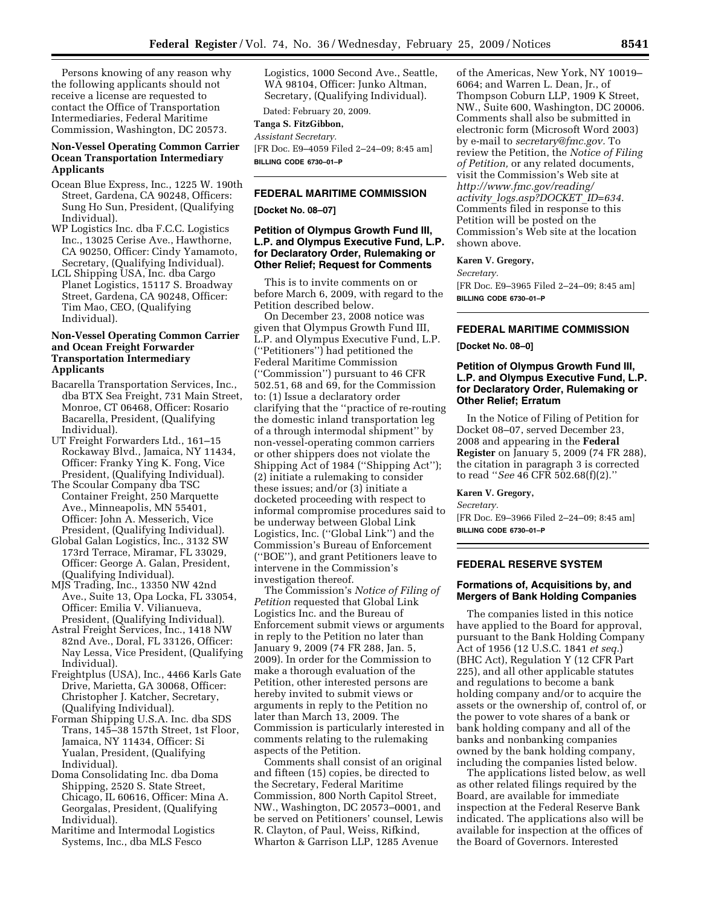Persons knowing of any reason why the following applicants should not receive a license are requested to contact the Office of Transportation Intermediaries, Federal Maritime Commission, Washington, DC 20573.

**Non-Vessel Operating Common Carrier Ocean Transportation Intermediary Applicants**

Ocean Blue Express, Inc., 1225 W. 190th Street, Gardena, CA 90248, Officers: Sung Ho Sun, President, (Qualifying Individual).

WP Logistics Inc. dba F.C.C. Logistics Inc., 13025 Cerise Ave., Hawthorne, CA 90250, Officer: Cindy Yamamoto, Secretary, (Qualifying Individual).

LCL Shipping USA, Inc. dba Cargo Planet Logistics, 15117 S. Broadway Street, Gardena, CA 90248, Officer: Tim Mao, CEO, (Qualifying Individual).

**Non-Vessel Operating Common Carrier and Ocean Freight Forwarder Transportation Intermediary Applicants**

Bacarella Transportation Services, Inc., dba BTX Sea Freight, 731 Main Street, Monroe, CT 06468, Officer: Rosario Bacarella, President, (Qualifying Individual).

UT Freight Forwarders Ltd., 161–15 Rockaway Blvd., Jamaica, NY 11434, Officer: Franky Ying K. Fong, Vice President, (Qualifying Individual).

The Scoular Company dba TSC Container Freight, 250 Marquette Ave., Minneapolis, MN 55401, Officer: John A. Messerich, Vice President, (Qualifying Individual).

Global Galan Logistics, Inc., 3132 SW 173rd Terrace, Miramar, FL 33029, Officer: George A. Galan, President, (Qualifying Individual).

MJS Trading, Inc., 13350 NW 42nd Ave., Suite 13, Opa Locka, FL 33054, Officer: Emilia V. Vilianueva, President, (Qualifying Individual).

Astral Freight Services, Inc., 1418 NW 82nd Ave., Doral, FL 33126, Officer: Nay Lessa, Vice President, (Qualifying Individual).

Freightplus (USA), Inc., 4466 Karls Gate Drive, Marietta, GA 30068, Officer: Christopher J. Katcher, Secretary, (Qualifying Individual).

Forman Shipping U.S.A. Inc. dba SDS Trans, 145–38 157th Street, 1st Floor, Jamaica, NY 11434, Officer: Si Yualan, President, (Qualifying Individual).

Doma Consolidating Inc. dba Doma Shipping, 2520 S. State Street, Chicago, IL 60616, Officer: Mina A. Georgalas, President, (Qualifying Individual).

Maritime and Intermodal Logistics Systems, Inc., dba MLS Fesco Logistics, 1000 Second Ave., Seattle, WA 98104, Officer: Junko Altman, Secretary, (Qualifying Individual).

Dated: February 20, 2009.

**Tanga S. FitzGibbon,**

*Assistant Secretary.*

[FR Doc. E9–4059 Filed 2–24–09; 8:45 am]

**BILLING CODE 6730–01–P**

## FEDERAL MARITIME COMMISSION

**[Docket No. 08–07]**

### Petition of Olympus Growth Fund III, L.P. and Olympus Executive Fund, L.P. for Declaratory Order, Rulemaking or Other Relief; Request for Comments

This is to invite comments on or before March 6, 2009, with regard to the Petition described below.

On December 23, 2008 notice was given that Olympus Growth Fund III, L.P. and Olympus Executive Fund, L.P. (''Petitioners'') had petitioned the Federal Maritime Commission (''Commission'') pursuant to 46 CFR 502.51, 68 and 69, for the Commission to: (1) Issue a declaratory order clarifying that the ''practice of re-routing the domestic inland transportation leg of a through intermodal shipment'' by non-vessel-operating common carriers or other shippers does not violate the Shipping Act of 1984 (''Shipping Act''); (2) initiate a rulemaking to consider these issues; and/or (3) initiate a docketed proceeding with respect to informal compromise procedures said to be underway between Global Link Logistics, Inc. (''Global Link'') and the Commission's Bureau of Enforcement (''BOE''), and grant Petitioners leave to intervene in the Commission's investigation thereof.

The Commission's *Notice of Filing of Petition* requested that Global Link Logistics Inc. and the Bureau of Enforcement submit views or arguments in reply to the Petition no later than January 9, 2009 (74 FR 288, Jan. 5, 2009). In order for the Commission to make a thorough evaluation of the Petition, other interested persons are hereby invited to submit views or arguments in reply to the Petition no later than March 13, 2009. The Commission is particularly interested in comments relating to the rulemaking aspects of the Petition.

Comments shall consist of an original and fifteen (15) copies, be directed to the Secretary, Federal Maritime Commission, 800 North Capitol Street, NW., Washington, DC 20573–0001, and be served on Petitioners' counsel, Lewis R. Clayton, of Paul, Weiss, Rifkind, Wharton & Garrison LLP, 1285 Avenue of the Americas, New York, NY 10019–6064; and Warren L. Dean, Jr., of Thompson Coburn LLP, 1909 K Street, NW., Suite 600, Washington, DC 20006. Comments shall also be submitted in electronic form (Microsoft Word 2003) by e-mail to *secretary@fmc.gov.* To review the Petition, the *Notice of Filing of Petition,* or any related documents, visit the Commission's Web site at *http://www.fmc.gov/reading/activity_logs.asp?DOCKET_ID=634.* Comments filed in response to this Petition will be posted on the Commission's Web site at the location shown above.

**Karen V. Gregory,**

*Secretary.*

[FR Doc. E9–3965 Filed 2–24–09; 8:45 am]

**BILLING CODE 6730–01–P**

## FEDERAL MARITIME COMMISSION

**[Docket No. 08–0]**

### Petition of Olympus Growth Fund III, L.P. and Olympus Executive Fund, L.P. for Declaratory Order, Rulemaking or Other Relief; Erratum

In the Notice of Filing of Petition for Docket 08–07, served December 23, 2008 and appearing in the **Federal Register** on January 5, 2009 (74 FR 288), the citation in paragraph 3 is corrected to read ''*See* 46 CFR 502.68(f)(2).''

**Karen V. Gregory,**

*Secretary.*

[FR Doc. E9–3966 Filed 2–24–09; 8:45 am]

**BILLING CODE 6730–01–P**

## FEDERAL RESERVE SYSTEM

### Formations of, Acquisitions by, and Mergers of Bank Holding Companies

The companies listed in this notice have applied to the Board for approval, pursuant to the Bank Holding Company Act of 1956 (12 U.S.C. 1841 *et seq.*) (BHC Act), Regulation Y (12 CFR Part 225), and all other applicable statutes and regulations to become a bank holding company and/or to acquire the assets or the ownership of, control of, or the power to vote shares of a bank or bank holding company and all of the banks and nonbanking companies owned by the bank holding company, including the companies listed below.

The applications listed below, as well as other related filings required by the Board, are available for immediate inspection at the Federal Reserve Bank indicated. The applications also will be available for inspection at the offices of the Board of Governors. Interested